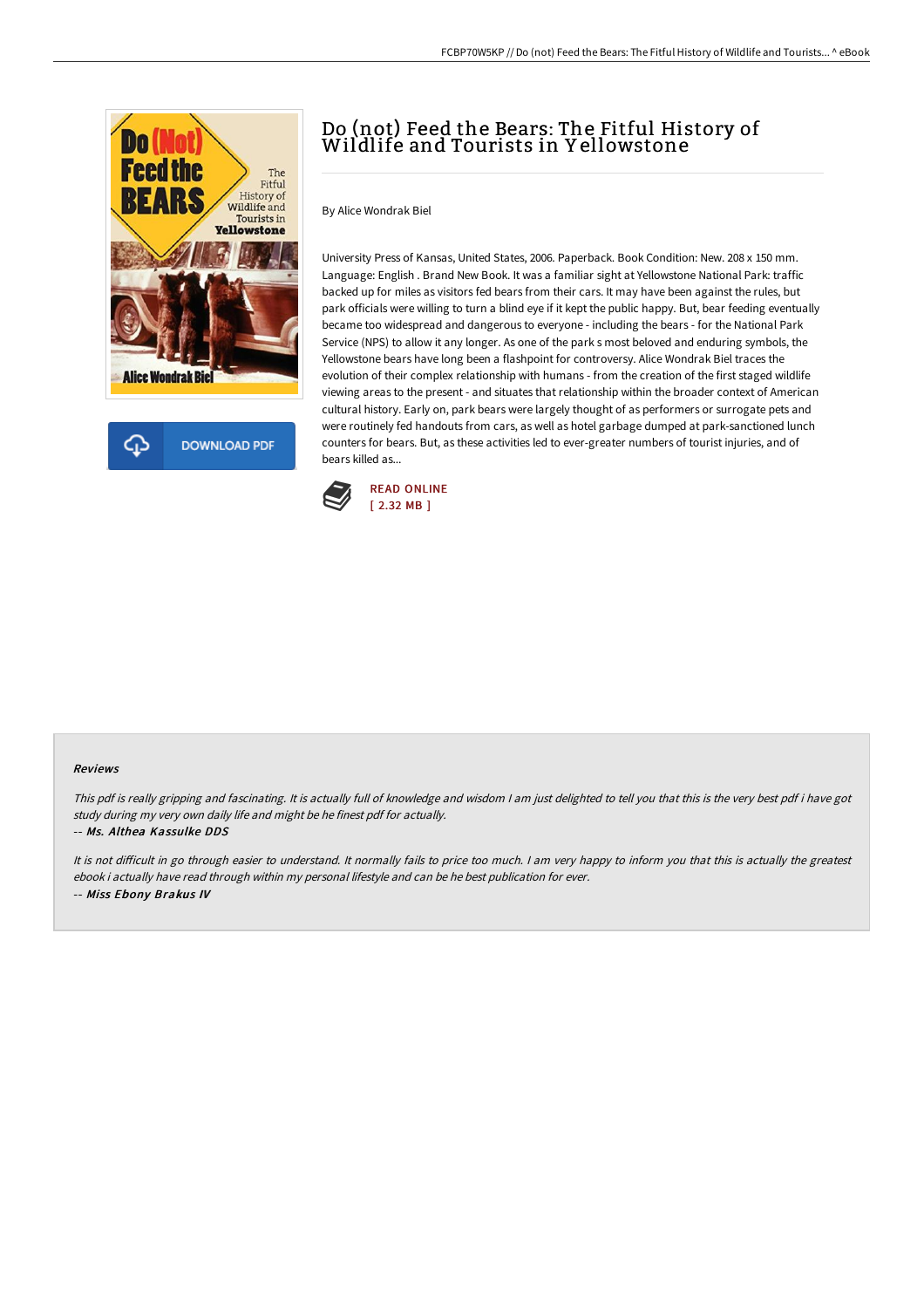# Do (not) Feed the Bears: The Fitful History of Wildlife and Tourists in Yellowstone

By Alice Wondrak Biel

University Press of Kansas, United States, 2006. Paperback. Book Condition: New. 208 x 150 mm. Language: English . Brand New Book. It was a familiar sight at Yellowstone National Park: traffic backed up for miles as visitors fed bears from their cars. It may have been against the rules, but park officials were willing to turn a blind eye if it kept the public happy. But, bear feeding eventually became too widespread and dangerous to everyone - including the bears - for the National Park Service (NPS) to allow it any longer. As one of the park s most beloved and enduring symbols, the Yellowstone bears have long been a flashpoint for controversy. Alice Wondrak Biel traces the evolution of their complex relationship with humans - from the creation of the first staged wildlife viewing areas to the present - and situates that relationship within the broader context of American cultural history. Early on, park bears were largely thought of as performers or surrogate pets and were routinely fed handouts from cars, as well as hotel garbage dumped at park-sanctioned lunch counters for bears. But, as these activities led to ever-greater numbers of tourist injuries, and of bears killed as...

DOWNLOAD PDF

READ ONLINE
[ 2.32 MB ]

## Reviews

*This pdf is really gripping and fascinating. It is actually full of knowledge and wisdom I am just delighted to tell you that this is the very best pdf i have got study during my very own daily life and might be he finest pdf for actually.*

-- ***Ms. Althea Kassulke DDS***

*It is not difficult in go through easier to understand. It normally fails to price too much. I am very happy to inform you that this is actually the greatest ebook i actually have read through within my personal lifestyle and can be he best publication for ever.*

-- ***Miss Ebony Brakus IV***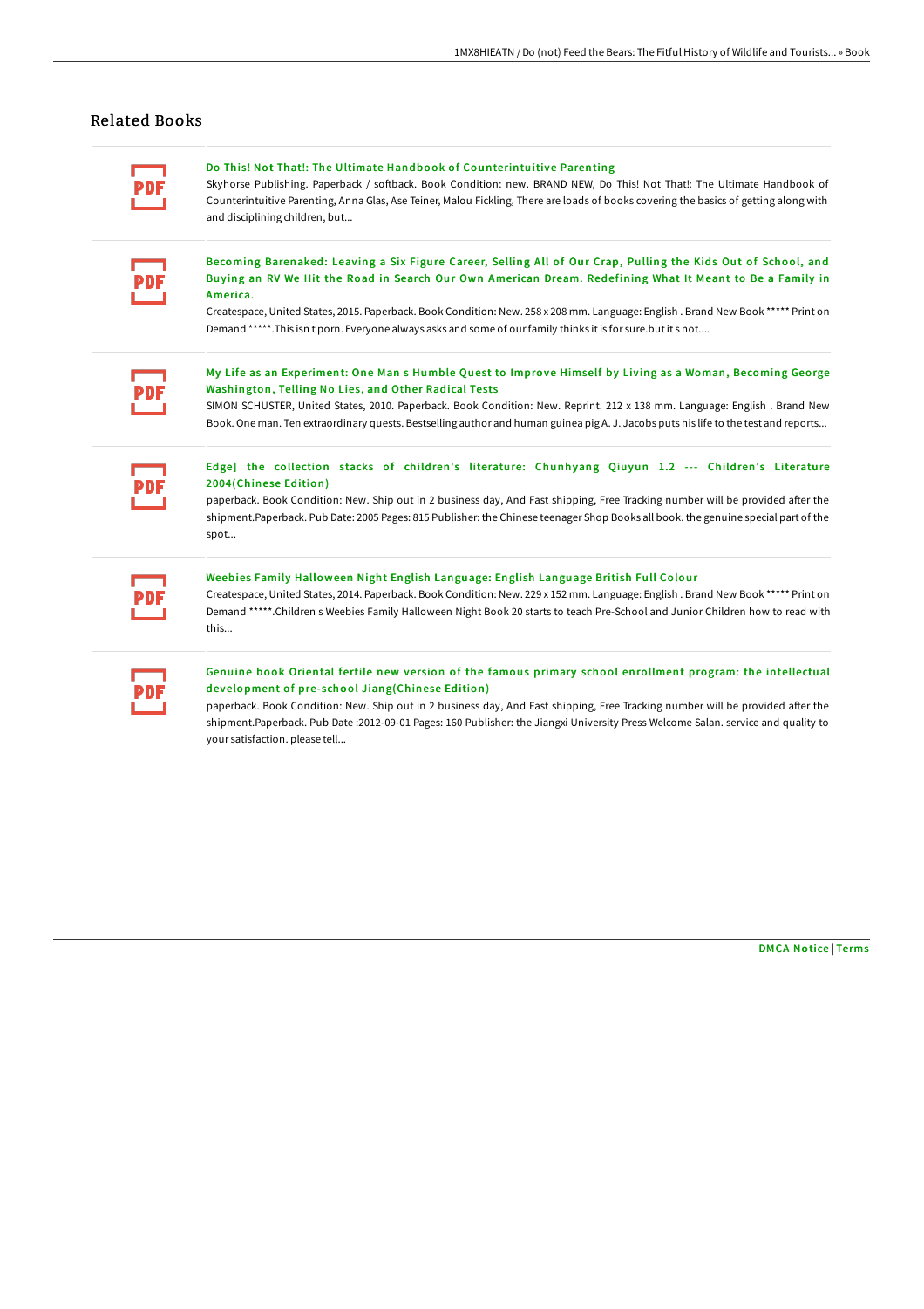## Related Books

### Do This! Not That!: The Ultimate Handbook of Counterintuitive Parenting

Skyhorse Publishing. Paperback / softback. Book Condition: new. BRAND NEW, Do This! Not That!: The Ultimate Handbook of Counterintuitive Parenting, Anna Glas, Ase Teiner, Malou Fickling, There are loads of books covering the basics of getting along with and disciplining children, but...

### Becoming Barenaked: Leaving a Six Figure Career, Selling All of Our Crap, Pulling the Kids Out of School, and Buying an RV We Hit the Road in Search Our Own American Dream. Redefining What It Meant to Be a Family in America.

Createspace, United States, 2015. Paperback. Book Condition: New. 258 x 208 mm. Language: English . Brand New Book ***** Print on Demand *****.This isn t porn. Everyone always asks and some of our family thinks it is for sure.but it s not....

### My Life as an Experiment: One Man s Humble Quest to Improve Himself by Living as a Woman, Becoming George Washington, Telling No Lies, and Other Radical Tests

SIMON SCHUSTER, United States, 2010. Paperback. Book Condition: New. Reprint. 212 x 138 mm. Language: English . Brand New Book. One man. Ten extraordinary quests. Bestselling author and human guinea pig A. J. Jacobs puts his life to the test and reports...

### Edge] the collection stacks of children's literature: Chunhyang Qiuyun 1.2 --- Children's Literature 2004(Chinese Edition)

paperback. Book Condition: New. Ship out in 2 business day, And Fast shipping, Free Tracking number will be provided after the shipment.Paperback. Pub Date: 2005 Pages: 815 Publisher: the Chinese teenager Shop Books all book. the genuine special part of the spot...

### Weebies Family Halloween Night English Language: English Language British Full Colour

Createspace, United States, 2014. Paperback. Book Condition: New. 229 x 152 mm. Language: English . Brand New Book ***** Print on Demand *****.Children s Weebies Family Halloween Night Book 20 starts to teach Pre-School and Junior Children how to read with this...

### Genuine book Oriental fertile new version of the famous primary school enrollment program: the intellectual development of pre-school Jiang(Chinese Edition)

paperback. Book Condition: New. Ship out in 2 business day, And Fast shipping, Free Tracking number will be provided after the shipment.Paperback. Pub Date :2012-09-01 Pages: 160 Publisher: the Jiangxi University Press Welcome Salan. service and quality to your satisfaction. please tell...